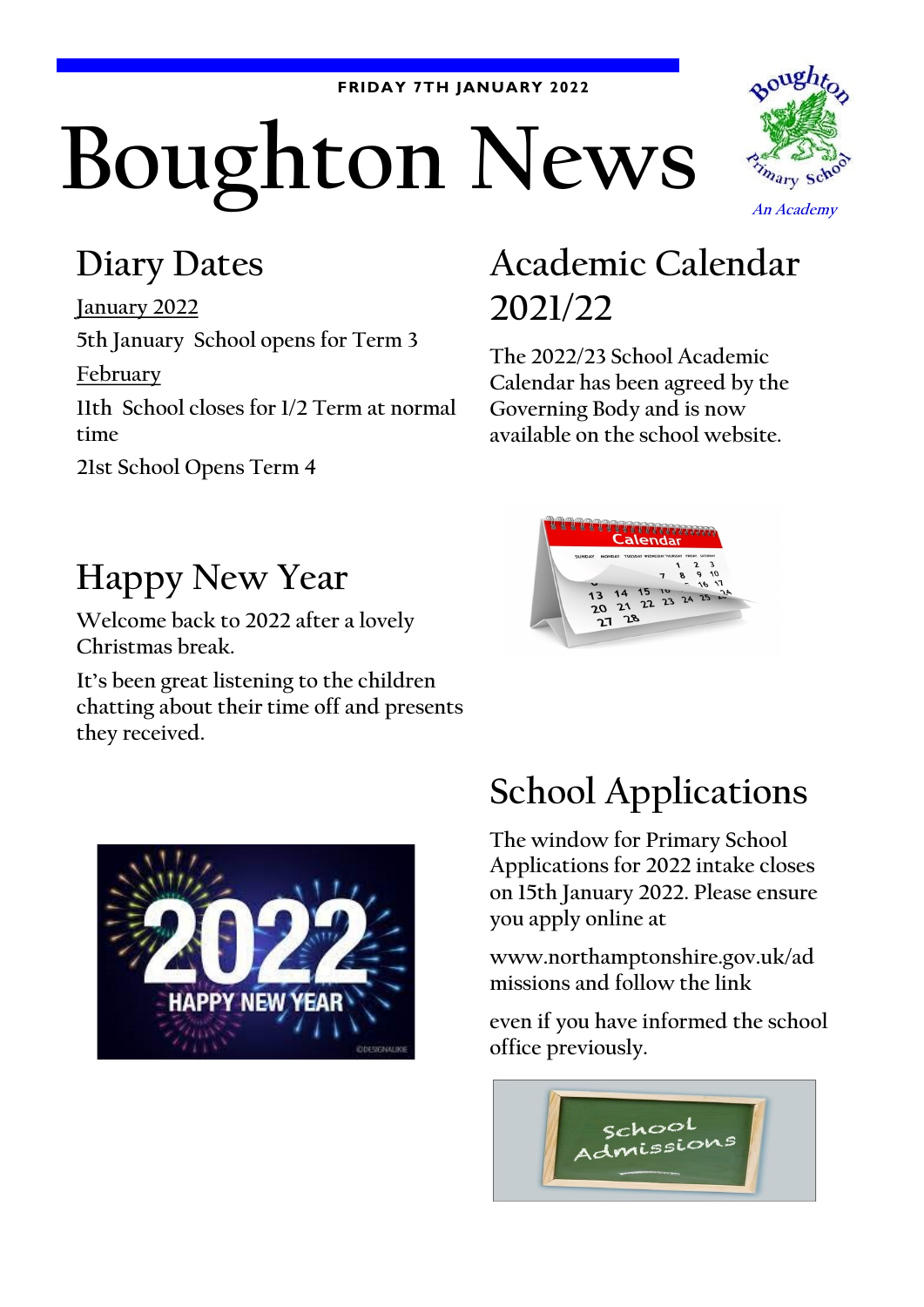FRIDAY 7TH JANUARY 2022

# Boughton News

## Diary Dates

January 2022

5th January School opens for Term 3

February

11th School closes for 1/2 Term at normal time

21st School Opens Term 4

## Academic Calendar 2021/22

The 2022/23 School Academic Calendar has been agreed by the Governing Body and is now available on the school website.

## Happy New Year

Welcome back to 2022 after a lovely Christmas break.

It's been great listening to the children chatting about their time off and presents they received.

## School Applications

The window for Primary School Applications for 2022 intake closes on 15th January 2022. Please ensure you apply online at

www.northamptonshire.gov.uk/admissions and follow the link

even if you have informed the school office previously.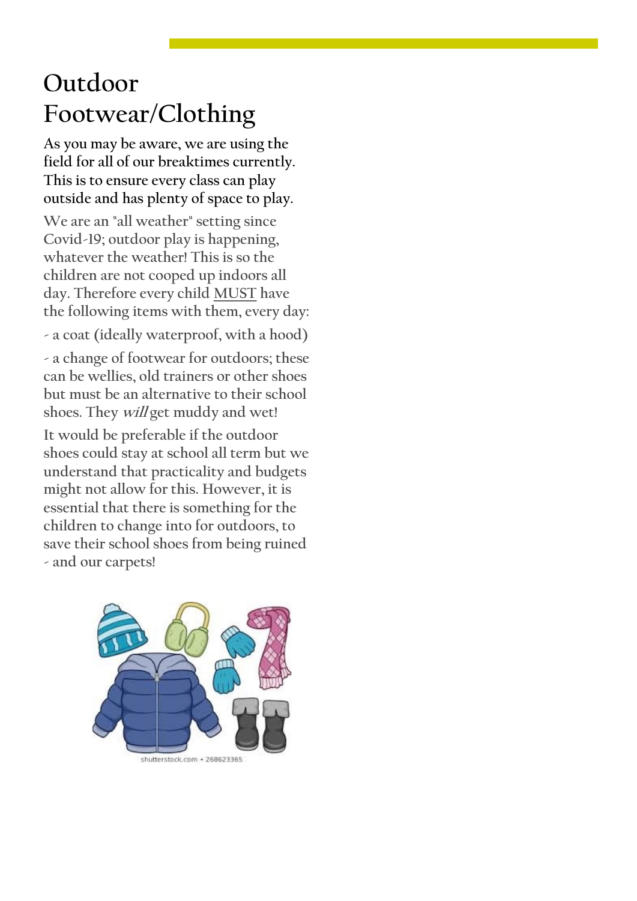# Outdoor Footwear/Clothing

As you may be aware, we are using the field for all of our breaktimes currently. This is to ensure every class can play outside and has plenty of space to play.

We are an "all weather" setting since Covid-19; outdoor play is happening, whatever the weather! This is so the children are not cooped up indoors all day. Therefore every child MUST have the following items with them, every day:

- a coat (ideally waterproof, with a hood)

- a change of footwear for outdoors; these can be wellies, old trainers or other shoes but must be an alternative to their school shoes. They *will* get muddy and wet!

It would be preferable if the outdoor shoes could stay at school all term but we understand that practicality and budgets might not allow for this. However, it is essential that there is something for the children to change into for outdoors, to save their school shoes from being ruined - and our carpets!